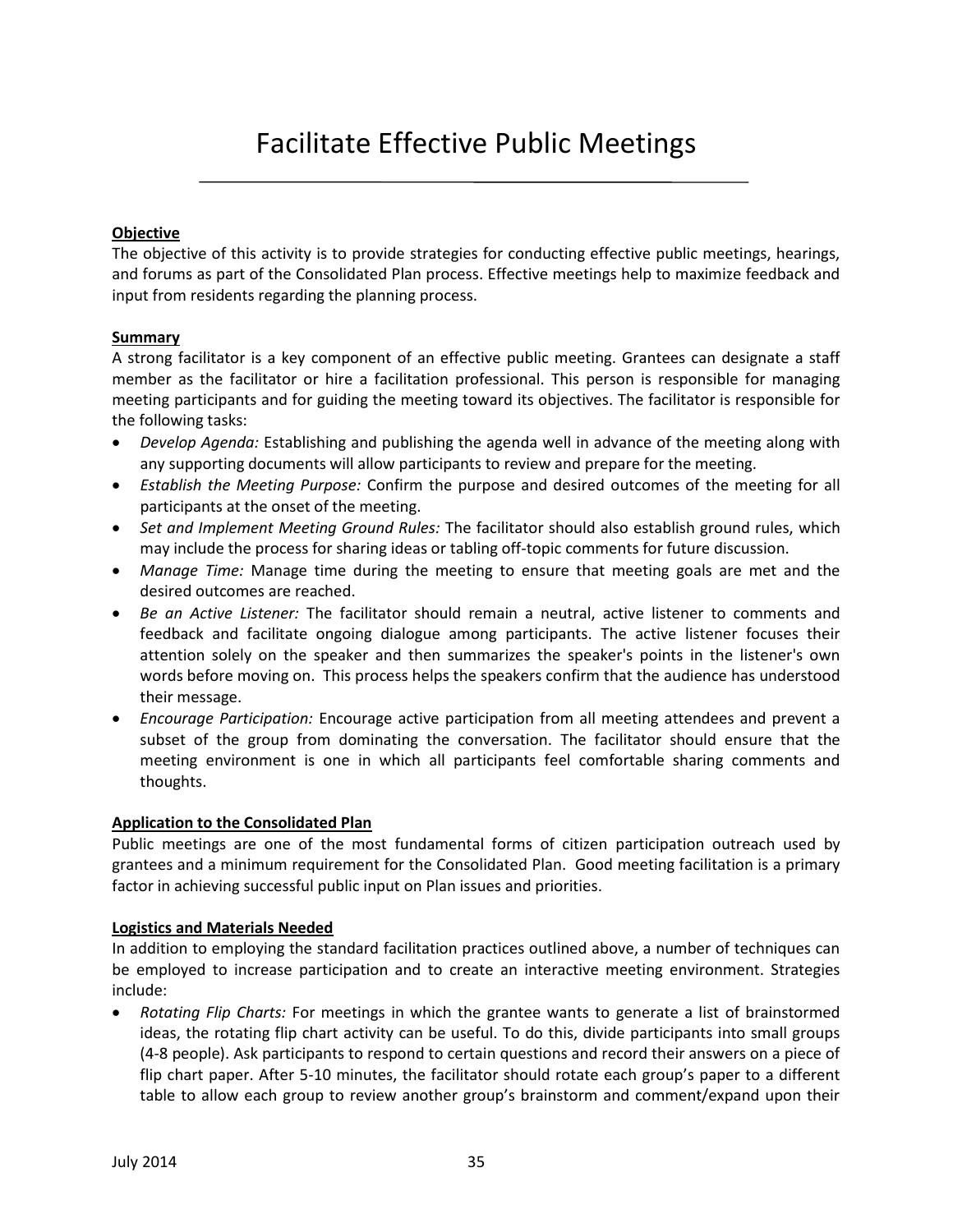# Facilitate Effective Public Meetings

**Objective**

The objective of this activity is to provide strategies for conducting effective public meetings, hearings, and forums as part of the Consolidated Plan process. Effective meetings help to maximize feedback and input from residents regarding the planning process.

**Summary**

A strong facilitator is a key component of an effective public meeting. Grantees can designate a staff member as the facilitator or hire a facilitation professional. This person is responsible for managing meeting participants and for guiding the meeting toward its objectives. The facilitator is responsible for the following tasks:

- *Develop Agenda:* Establishing and publishing the agenda well in advance of the meeting along with any supporting documents will allow participants to review and prepare for the meeting.
- *Establish the Meeting Purpose:* Confirm the purpose and desired outcomes of the meeting for all participants at the onset of the meeting.
- *Set and Implement Meeting Ground Rules:* The facilitator should also establish ground rules, which may include the process for sharing ideas or tabling off-topic comments for future discussion.
- *Manage Time:* Manage time during the meeting to ensure that meeting goals are met and the desired outcomes are reached.
- *Be an Active Listener:* The facilitator should remain a neutral, active listener to comments and feedback and facilitate ongoing dialogue among participants. The active listener focuses their attention solely on the speaker and then summarizes the speaker's points in the listener's own words before moving on. This process helps the speakers confirm that the audience has understood their message.
- *Encourage Participation:* Encourage active participation from all meeting attendees and prevent a subset of the group from dominating the conversation. The facilitator should ensure that the meeting environment is one in which all participants feel comfortable sharing comments and thoughts.

**Application to the Consolidated Plan**

Public meetings are one of the most fundamental forms of citizen participation outreach used by grantees and a minimum requirement for the Consolidated Plan. Good meeting facilitation is a primary factor in achieving successful public input on Plan issues and priorities.

**Logistics and Materials Needed**

In addition to employing the standard facilitation practices outlined above, a number of techniques can be employed to increase participation and to create an interactive meeting environment. Strategies include:

- *Rotating Flip Charts:* For meetings in which the grantee wants to generate a list of brainstormed ideas, the rotating flip chart activity can be useful. To do this, divide participants into small groups (4-8 people). Ask participants to respond to certain questions and record their answers on a piece of flip chart paper. After 5-10 minutes, the facilitator should rotate each group's paper to a different table to allow each group to review another group's brainstorm and comment/expand upon their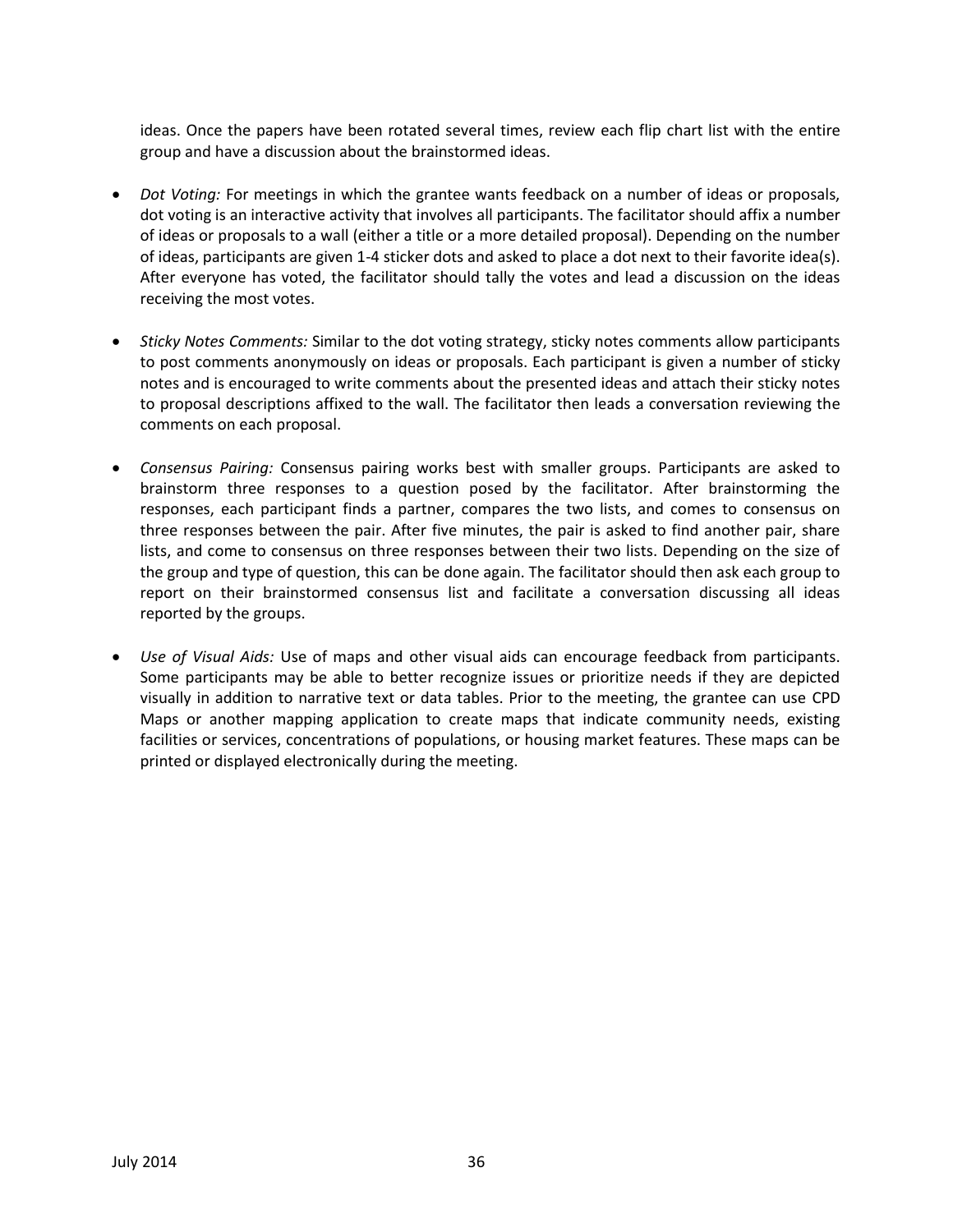ideas. Once the papers have been rotated several times, review each flip chart list with the entire group and have a discussion about the brainstormed ideas.

- *Dot Voting:* For meetings in which the grantee wants feedback on a number of ideas or proposals, dot voting is an interactive activity that involves all participants. The facilitator should affix a number of ideas or proposals to a wall (either a title or a more detailed proposal). Depending on the number of ideas, participants are given 1-4 sticker dots and asked to place a dot next to their favorite idea(s). After everyone has voted, the facilitator should tally the votes and lead a discussion on the ideas receiving the most votes.

- *Sticky Notes Comments:* Similar to the dot voting strategy, sticky notes comments allow participants to post comments anonymously on ideas or proposals. Each participant is given a number of sticky notes and is encouraged to write comments about the presented ideas and attach their sticky notes to proposal descriptions affixed to the wall. The facilitator then leads a conversation reviewing the comments on each proposal.

- *Consensus Pairing:* Consensus pairing works best with smaller groups. Participants are asked to brainstorm three responses to a question posed by the facilitator. After brainstorming the responses, each participant finds a partner, compares the two lists, and comes to consensus on three responses between the pair. After five minutes, the pair is asked to find another pair, share lists, and come to consensus on three responses between their two lists. Depending on the size of the group and type of question, this can be done again. The facilitator should then ask each group to report on their brainstormed consensus list and facilitate a conversation discussing all ideas reported by the groups.

- *Use of Visual Aids:* Use of maps and other visual aids can encourage feedback from participants. Some participants may be able to better recognize issues or prioritize needs if they are depicted visually in addition to narrative text or data tables. Prior to the meeting, the grantee can use CPD Maps or another mapping application to create maps that indicate community needs, existing facilities or services, concentrations of populations, or housing market features. These maps can be printed or displayed electronically during the meeting.